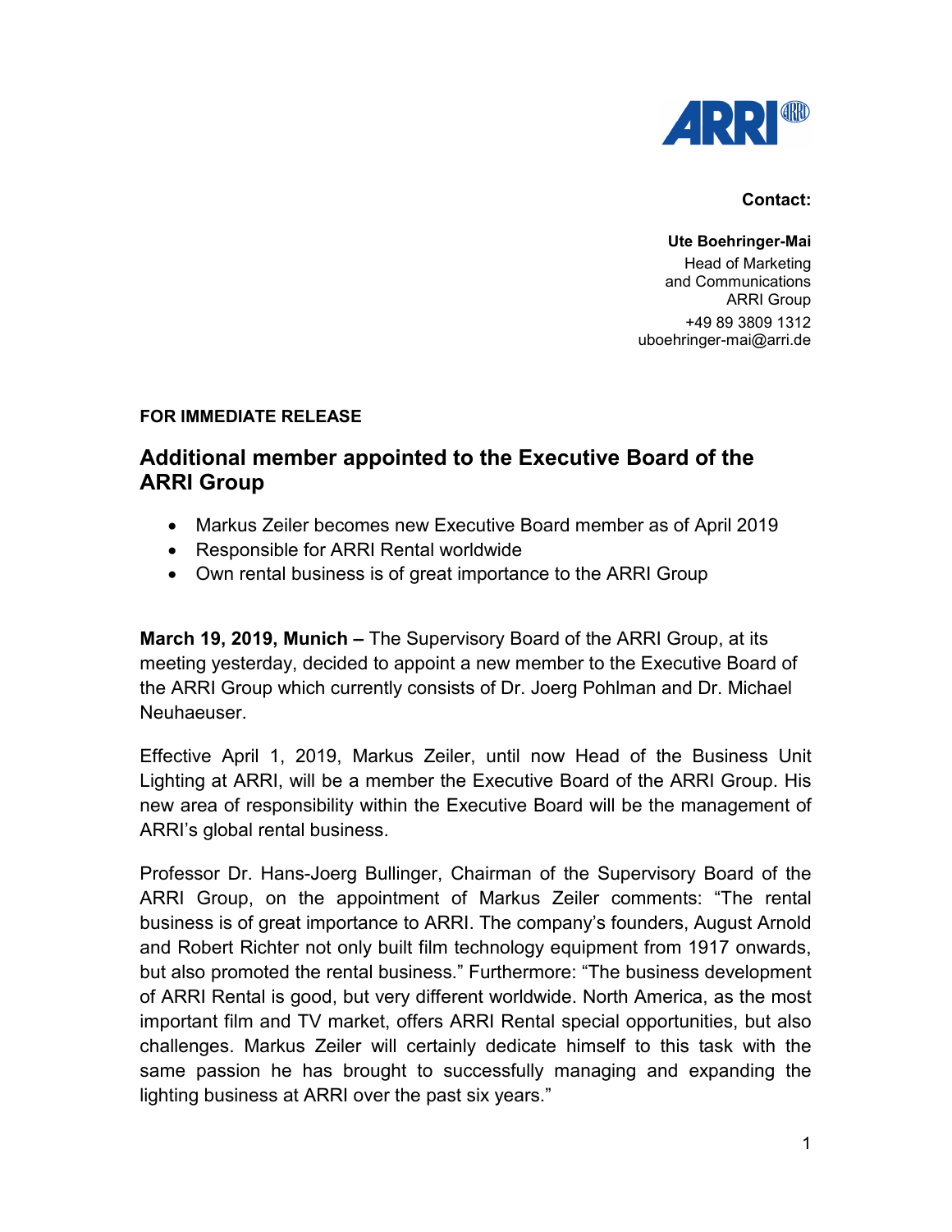**Contact:**

**Ute Boehringer-Mai**
Head of Marketing
and Communications
ARRI Group
+49 89 3809 1312
uboehringer-mai@arri.de

**FOR IMMEDIATE RELEASE**

## Additional member appointed to the Executive Board of the ARRI Group

- Markus Zeiler becomes new Executive Board member as of April 2019
- Responsible for ARRI Rental worldwide
- Own rental business is of great importance to the ARRI Group

**March 19, 2019, Munich –** The Supervisory Board of the ARRI Group, at its meeting yesterday, decided to appoint a new member to the Executive Board of the ARRI Group which currently consists of Dr. Joerg Pohlman and Dr. Michael Neuhaeuser.

Effective April 1, 2019, Markus Zeiler, until now Head of the Business Unit Lighting at ARRI, will be a member the Executive Board of the ARRI Group. His new area of responsibility within the Executive Board will be the management of ARRI's global rental business.

Professor Dr. Hans-Joerg Bullinger, Chairman of the Supervisory Board of the ARRI Group, on the appointment of Markus Zeiler comments: "The rental business is of great importance to ARRI. The company's founders, August Arnold and Robert Richter not only built film technology equipment from 1917 onwards, but also promoted the rental business." Furthermore: "The business development of ARRI Rental is good, but very different worldwide. North America, as the most important film and TV market, offers ARRI Rental special opportunities, but also challenges. Markus Zeiler will certainly dedicate himself to this task with the same passion he has brought to successfully managing and expanding the lighting business at ARRI over the past six years."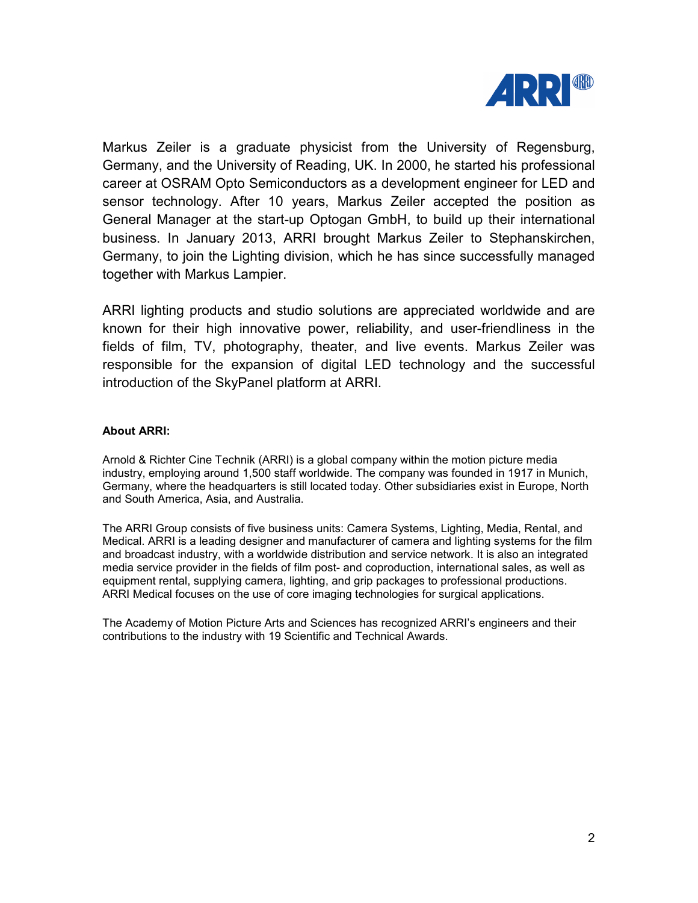Markus Zeiler is a graduate physicist from the University of Regensburg, Germany, and the University of Reading, UK. In 2000, he started his professional career at OSRAM Opto Semiconductors as a development engineer for LED and sensor technology. After 10 years, Markus Zeiler accepted the position as General Manager at the start-up Optogan GmbH, to build up their international business. In January 2013, ARRI brought Markus Zeiler to Stephanskirchen, Germany, to join the Lighting division, which he has since successfully managed together with Markus Lampier.

ARRI lighting products and studio solutions are appreciated worldwide and are known for their high innovative power, reliability, and user-friendliness in the fields of film, TV, photography, theater, and live events. Markus Zeiler was responsible for the expansion of digital LED technology and the successful introduction of the SkyPanel platform at ARRI.

**About ARRI:**

Arnold & Richter Cine Technik (ARRI) is a global company within the motion picture media industry, employing around 1,500 staff worldwide. The company was founded in 1917 in Munich, Germany, where the headquarters is still located today. Other subsidiaries exist in Europe, North and South America, Asia, and Australia.

The ARRI Group consists of five business units: Camera Systems, Lighting, Media, Rental, and Medical. ARRI is a leading designer and manufacturer of camera and lighting systems for the film and broadcast industry, with a worldwide distribution and service network. It is also an integrated media service provider in the fields of film post- and coproduction, international sales, as well as equipment rental, supplying camera, lighting, and grip packages to professional productions. ARRI Medical focuses on the use of core imaging technologies for surgical applications.

The Academy of Motion Picture Arts and Sciences has recognized ARRI's engineers and their contributions to the industry with 19 Scientific and Technical Awards.